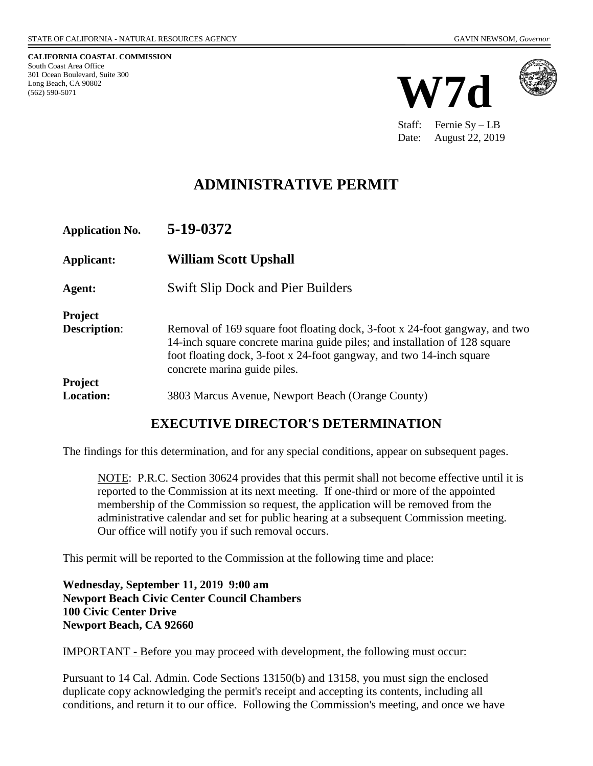STATE OF CALIFORNIA - NATURAL RESOURCES AGENCY GAVIN NEWSOM, *Governor*

**CALIFORNIA COASTAL COMMISSION**
South Coast Area Office
301 Ocean Boulevard, Suite 300
Long Beach, CA 90802
(562) 590-5071

# W7d

Staff: Fernie Sy – LB
Date: August 22, 2019

# ADMINISTRATIVE PERMIT

**Application No.** **5-19-0372**

**Applicant:** **William Scott Upshall**

**Agent:** Swift Slip Dock and Pier Builders

**Project Description**: Removal of 169 square foot floating dock, 3-foot x 24-foot gangway, and two 14-inch square concrete marina guide piles; and installation of 128 square foot floating dock, 3-foot x 24-foot gangway, and two 14-inch square concrete marina guide piles.

**Project Location:** 3803 Marcus Avenue, Newport Beach (Orange County)

## EXECUTIVE DIRECTOR'S DETERMINATION

The findings for this determination, and for any special conditions, appear on subsequent pages.

> NOTE: P.R.C. Section 30624 provides that this permit shall not become effective until it is reported to the Commission at its next meeting. If one-third or more of the appointed membership of the Commission so request, the application will be removed from the administrative calendar and set for public hearing at a subsequent Commission meeting. Our office will notify you if such removal occurs.

This permit will be reported to the Commission at the following time and place:

**Wednesday, September 11, 2019 9:00 am**
**Newport Beach Civic Center Council Chambers**
**100 Civic Center Drive**
**Newport Beach, CA 92660**

IMPORTANT - Before you may proceed with development, the following must occur:

Pursuant to 14 Cal. Admin. Code Sections 13150(b) and 13158, you must sign the enclosed duplicate copy acknowledging the permit's receipt and accepting its contents, including all conditions, and return it to our office. Following the Commission's meeting, and once we have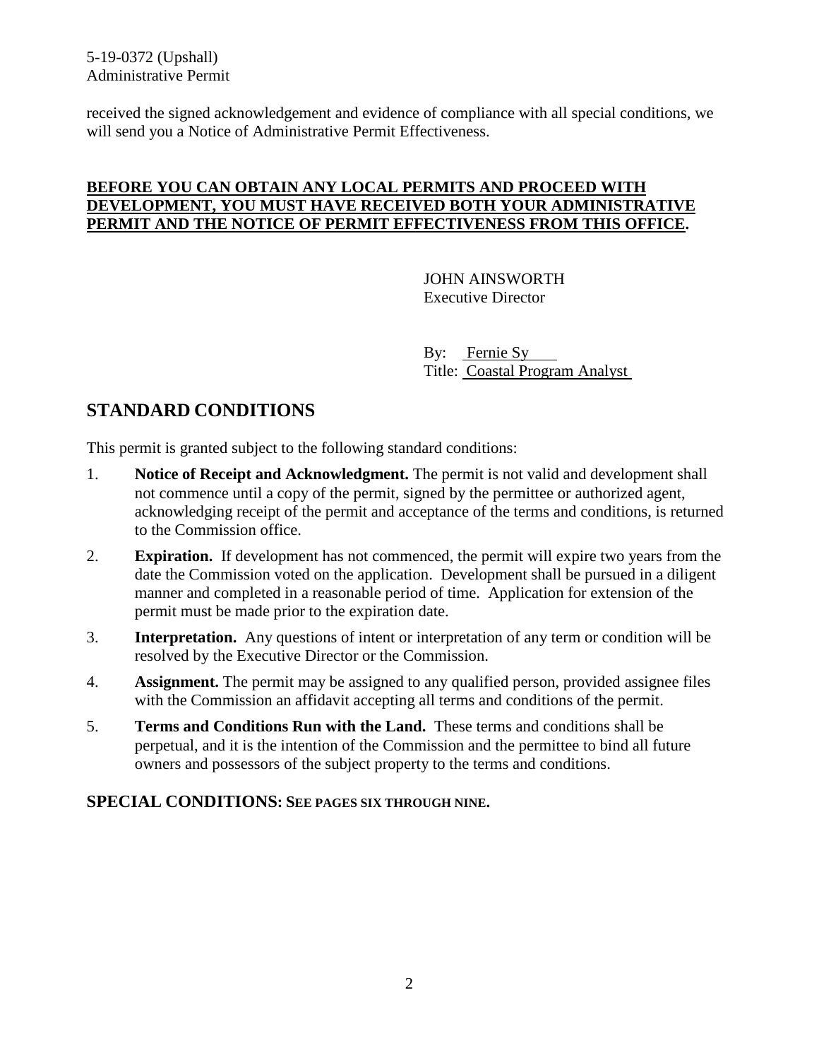received the signed acknowledgement and evidence of compliance with all special conditions, we will send you a Notice of Administrative Permit Effectiveness.

**BEFORE YOU CAN OBTAIN ANY LOCAL PERMITS AND PROCEED WITH DEVELOPMENT, YOU MUST HAVE RECEIVED BOTH YOUR ADMINISTRATIVE PERMIT AND THE NOTICE OF PERMIT EFFECTIVENESS FROM THIS OFFICE.**

JOHN AINSWORTH
Executive Director

By: Fernie Sy
Title: Coastal Program Analyst

## STANDARD CONDITIONS

This permit is granted subject to the following standard conditions:

1. **Notice of Receipt and Acknowledgment.** The permit is not valid and development shall not commence until a copy of the permit, signed by the permittee or authorized agent, acknowledging receipt of the permit and acceptance of the terms and conditions, is returned to the Commission office.
2. **Expiration.** If development has not commenced, the permit will expire two years from the date the Commission voted on the application. Development shall be pursued in a diligent manner and completed in a reasonable period of time. Application for extension of the permit must be made prior to the expiration date.
3. **Interpretation.** Any questions of intent or interpretation of any term or condition will be resolved by the Executive Director or the Commission.
4. **Assignment.** The permit may be assigned to any qualified person, provided assignee files with the Commission an affidavit accepting all terms and conditions of the permit.
5. **Terms and Conditions Run with the Land.** These terms and conditions shall be perpetual, and it is the intention of the Commission and the permittee to bind all future owners and possessors of the subject property to the terms and conditions.

## SPECIAL CONDITIONS: SEE PAGES SIX THROUGH NINE.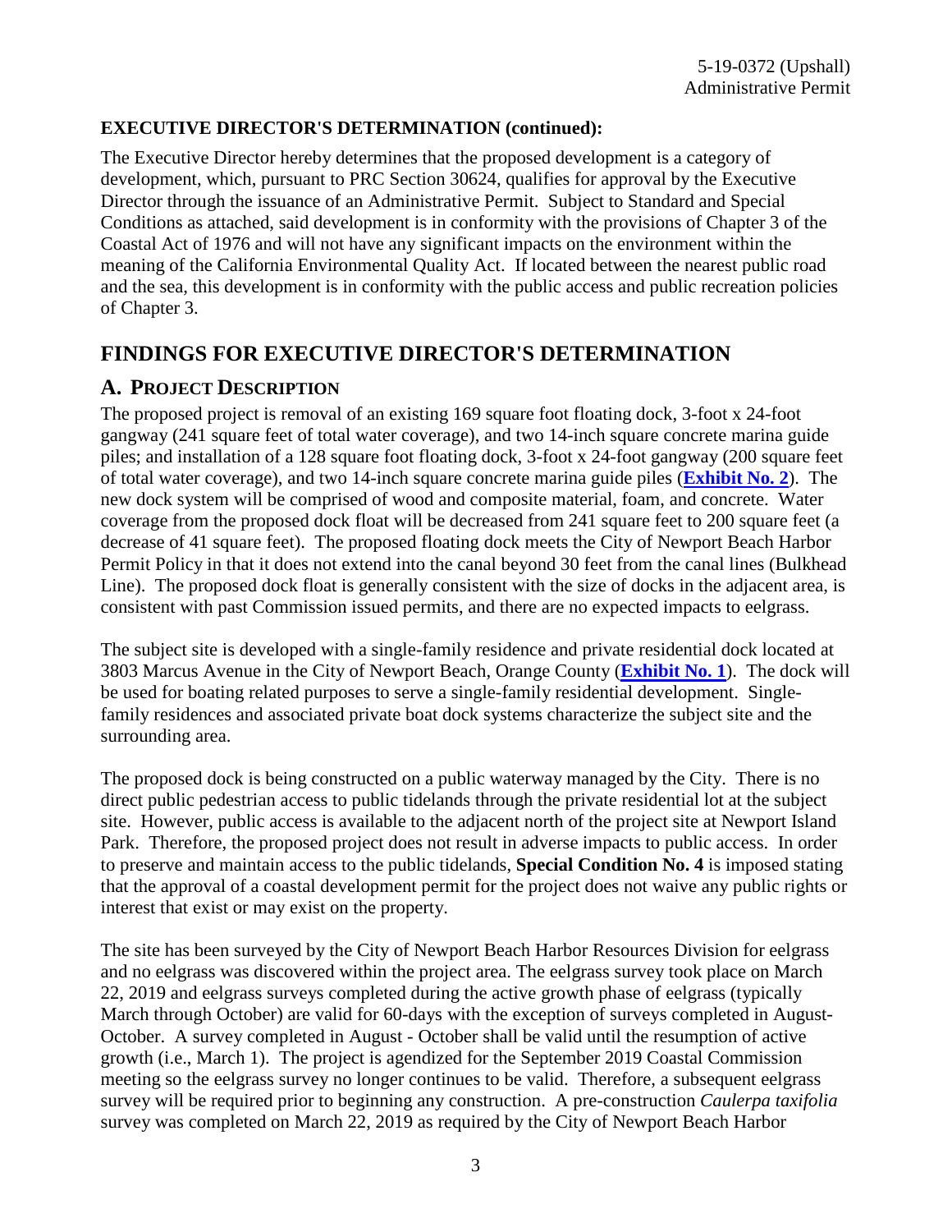## EXECUTIVE DIRECTOR'S DETERMINATION (continued):

The Executive Director hereby determines that the proposed development is a category of development, which, pursuant to PRC Section 30624, qualifies for approval by the Executive Director through the issuance of an Administrative Permit. Subject to Standard and Special Conditions as attached, said development is in conformity with the provisions of Chapter 3 of the Coastal Act of 1976 and will not have any significant impacts on the environment within the meaning of the California Environmental Quality Act. If located between the nearest public road and the sea, this development is in conformity with the public access and public recreation policies of Chapter 3.

# FINDINGS FOR EXECUTIVE DIRECTOR'S DETERMINATION

## A. PROJECT DESCRIPTION

The proposed project is removal of an existing 169 square foot floating dock, 3-foot x 24-foot gangway (241 square feet of total water coverage), and two 14-inch square concrete marina guide piles; and installation of a 128 square foot floating dock, 3-foot x 24-foot gangway (200 square feet of total water coverage), and two 14-inch square concrete marina guide piles (**Exhibit No. 2**). The new dock system will be comprised of wood and composite material, foam, and concrete. Water coverage from the proposed dock float will be decreased from 241 square feet to 200 square feet (a decrease of 41 square feet). The proposed floating dock meets the City of Newport Beach Harbor Permit Policy in that it does not extend into the canal beyond 30 feet from the canal lines (Bulkhead Line). The proposed dock float is generally consistent with the size of docks in the adjacent area, is consistent with past Commission issued permits, and there are no expected impacts to eelgrass.

The subject site is developed with a single-family residence and private residential dock located at 3803 Marcus Avenue in the City of Newport Beach, Orange County (**Exhibit No. 1**). The dock will be used for boating related purposes to serve a single-family residential development. Single-family residences and associated private boat dock systems characterize the subject site and the surrounding area.

The proposed dock is being constructed on a public waterway managed by the City. There is no direct public pedestrian access to public tidelands through the private residential lot at the subject site. However, public access is available to the adjacent north of the project site at Newport Island Park. Therefore, the proposed project does not result in adverse impacts to public access. In order to preserve and maintain access to the public tidelands, **Special Condition No. 4** is imposed stating that the approval of a coastal development permit for the project does not waive any public rights or interest that exist or may exist on the property.

The site has been surveyed by the City of Newport Beach Harbor Resources Division for eelgrass and no eelgrass was discovered within the project area. The eelgrass survey took place on March 22, 2019 and eelgrass surveys completed during the active growth phase of eelgrass (typically March through October) are valid for 60-days with the exception of surveys completed in August-October. A survey completed in August - October shall be valid until the resumption of active growth (i.e., March 1). The project is agendized for the September 2019 Coastal Commission meeting so the eelgrass survey no longer continues to be valid. Therefore, a subsequent eelgrass survey will be required prior to beginning any construction. A pre-construction *Caulerpa taxifolia* survey was completed on March 22, 2019 as required by the City of Newport Beach Harbor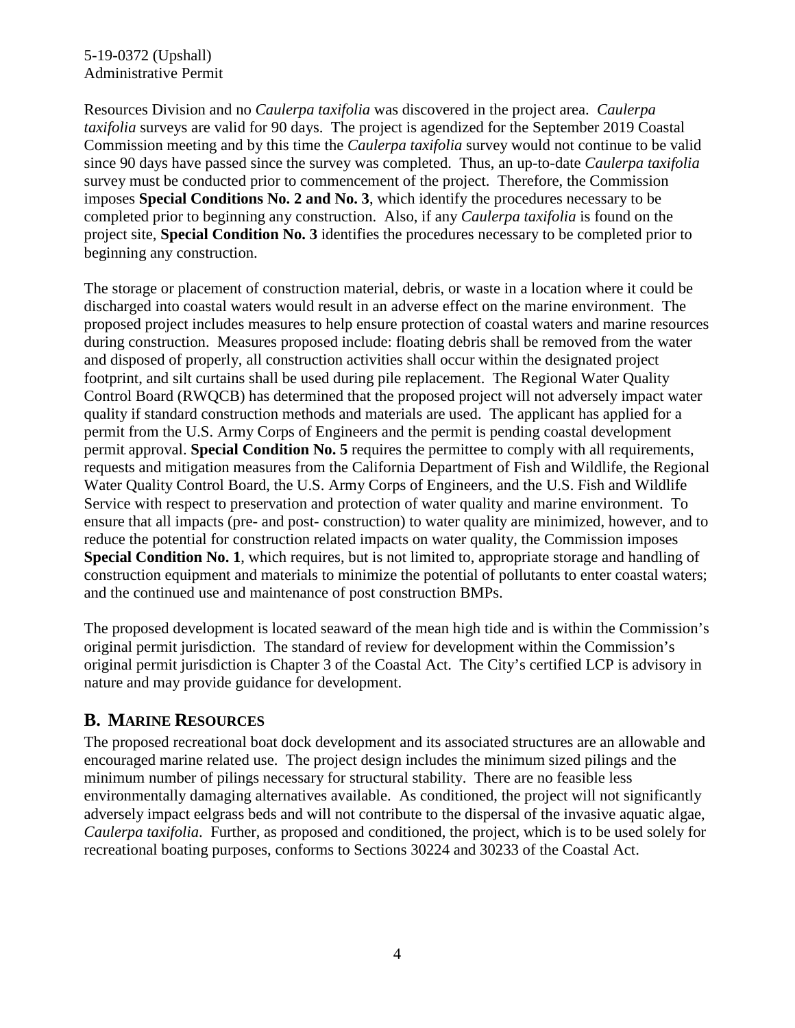Resources Division and no *Caulerpa taxifolia* was discovered in the project area. *Caulerpa taxifolia* surveys are valid for 90 days. The project is agendized for the September 2019 Coastal Commission meeting and by this time the *Caulerpa taxifolia* survey would not continue to be valid since 90 days have passed since the survey was completed. Thus, an up-to-date *Caulerpa taxifolia* survey must be conducted prior to commencement of the project. Therefore, the Commission imposes **Special Conditions No. 2 and No. 3**, which identify the procedures necessary to be completed prior to beginning any construction. Also, if any *Caulerpa taxifolia* is found on the project site, **Special Condition No. 3** identifies the procedures necessary to be completed prior to beginning any construction.

The storage or placement of construction material, debris, or waste in a location where it could be discharged into coastal waters would result in an adverse effect on the marine environment. The proposed project includes measures to help ensure protection of coastal waters and marine resources during construction. Measures proposed include: floating debris shall be removed from the water and disposed of properly, all construction activities shall occur within the designated project footprint, and silt curtains shall be used during pile replacement. The Regional Water Quality Control Board (RWQCB) has determined that the proposed project will not adversely impact water quality if standard construction methods and materials are used. The applicant has applied for a permit from the U.S. Army Corps of Engineers and the permit is pending coastal development permit approval. **Special Condition No. 5** requires the permittee to comply with all requirements, requests and mitigation measures from the California Department of Fish and Wildlife, the Regional Water Quality Control Board, the U.S. Army Corps of Engineers, and the U.S. Fish and Wildlife Service with respect to preservation and protection of water quality and marine environment. To ensure that all impacts (pre- and post- construction) to water quality are minimized, however, and to reduce the potential for construction related impacts on water quality, the Commission imposes **Special Condition No. 1**, which requires, but is not limited to, appropriate storage and handling of construction equipment and materials to minimize the potential of pollutants to enter coastal waters; and the continued use and maintenance of post construction BMPs.

The proposed development is located seaward of the mean high tide and is within the Commission's original permit jurisdiction. The standard of review for development within the Commission's original permit jurisdiction is Chapter 3 of the Coastal Act. The City's certified LCP is advisory in nature and may provide guidance for development.

## B. MARINE RESOURCES

The proposed recreational boat dock development and its associated structures are an allowable and encouraged marine related use. The project design includes the minimum sized pilings and the minimum number of pilings necessary for structural stability. There are no feasible less environmentally damaging alternatives available. As conditioned, the project will not significantly adversely impact eelgrass beds and will not contribute to the dispersal of the invasive aquatic algae, *Caulerpa taxifolia*. Further, as proposed and conditioned, the project, which is to be used solely for recreational boating purposes, conforms to Sections 30224 and 30233 of the Coastal Act.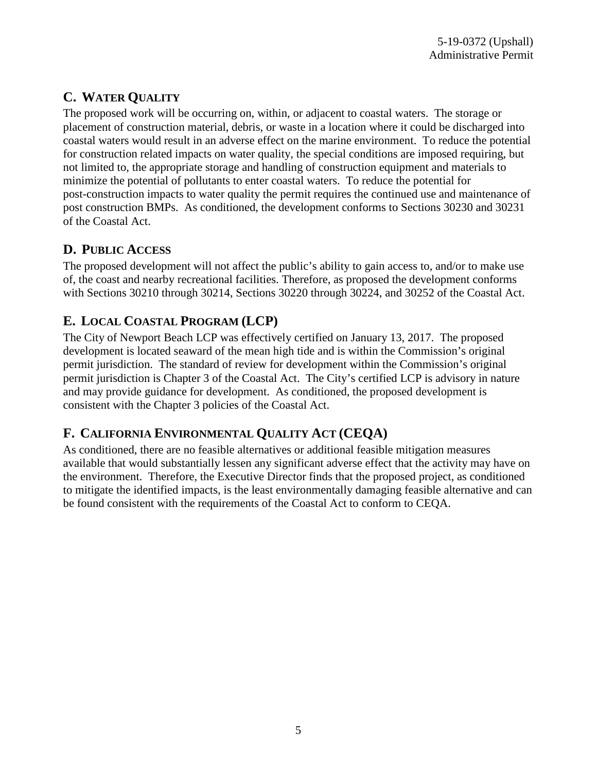## C. Water Quality

The proposed work will be occurring on, within, or adjacent to coastal waters. The storage or placement of construction material, debris, or waste in a location where it could be discharged into coastal waters would result in an adverse effect on the marine environment. To reduce the potential for construction related impacts on water quality, the special conditions are imposed requiring, but not limited to, the appropriate storage and handling of construction equipment and materials to minimize the potential of pollutants to enter coastal waters. To reduce the potential for post-construction impacts to water quality the permit requires the continued use and maintenance of post construction BMPs. As conditioned, the development conforms to Sections 30230 and 30231 of the Coastal Act.

## D. Public Access

The proposed development will not affect the public's ability to gain access to, and/or to make use of, the coast and nearby recreational facilities. Therefore, as proposed the development conforms with Sections 30210 through 30214, Sections 30220 through 30224, and 30252 of the Coastal Act.

## E. Local Coastal Program (LCP)

The City of Newport Beach LCP was effectively certified on January 13, 2017. The proposed development is located seaward of the mean high tide and is within the Commission's original permit jurisdiction. The standard of review for development within the Commission's original permit jurisdiction is Chapter 3 of the Coastal Act. The City's certified LCP is advisory in nature and may provide guidance for development. As conditioned, the proposed development is consistent with the Chapter 3 policies of the Coastal Act.

## F. California Environmental Quality Act (CEQA)

As conditioned, there are no feasible alternatives or additional feasible mitigation measures available that would substantially lessen any significant adverse effect that the activity may have on the environment. Therefore, the Executive Director finds that the proposed project, as conditioned to mitigate the identified impacts, is the least environmentally damaging feasible alternative and can be found consistent with the requirements of the Coastal Act to conform to CEQA.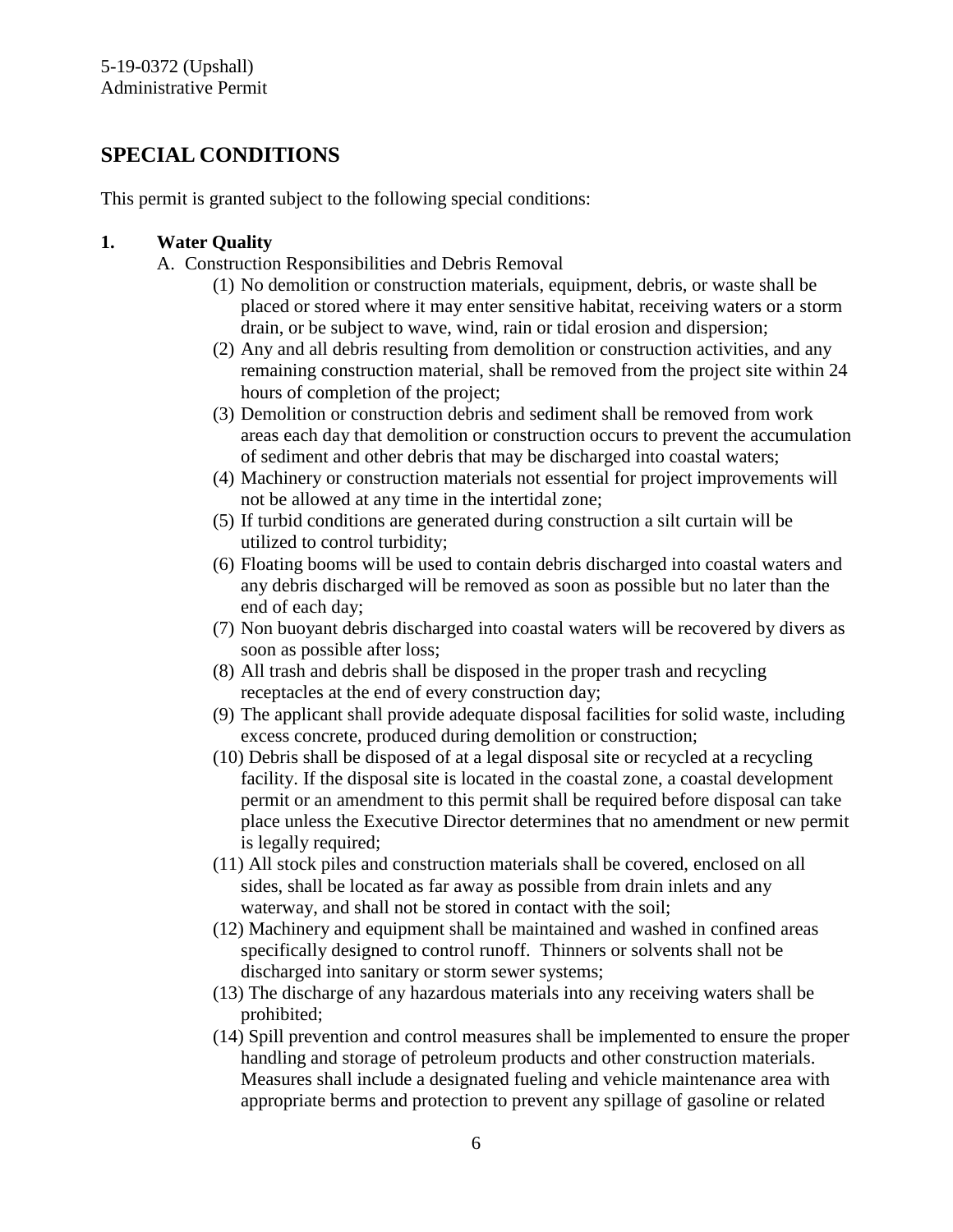## SPECIAL CONDITIONS

This permit is granted subject to the following special conditions:

**1. Water Quality**

A. Construction Responsibilities and Debris Removal

(1) No demolition or construction materials, equipment, debris, or waste shall be placed or stored where it may enter sensitive habitat, receiving waters or a storm drain, or be subject to wave, wind, rain or tidal erosion and dispersion;

(2) Any and all debris resulting from demolition or construction activities, and any remaining construction material, shall be removed from the project site within 24 hours of completion of the project;

(3) Demolition or construction debris and sediment shall be removed from work areas each day that demolition or construction occurs to prevent the accumulation of sediment and other debris that may be discharged into coastal waters;

(4) Machinery or construction materials not essential for project improvements will not be allowed at any time in the intertidal zone;

(5) If turbid conditions are generated during construction a silt curtain will be utilized to control turbidity;

(6) Floating booms will be used to contain debris discharged into coastal waters and any debris discharged will be removed as soon as possible but no later than the end of each day;

(7) Non buoyant debris discharged into coastal waters will be recovered by divers as soon as possible after loss;

(8) All trash and debris shall be disposed in the proper trash and recycling receptacles at the end of every construction day;

(9) The applicant shall provide adequate disposal facilities for solid waste, including excess concrete, produced during demolition or construction;

(10) Debris shall be disposed of at a legal disposal site or recycled at a recycling facility. If the disposal site is located in the coastal zone, a coastal development permit or an amendment to this permit shall be required before disposal can take place unless the Executive Director determines that no amendment or new permit is legally required;

(11) All stock piles and construction materials shall be covered, enclosed on all sides, shall be located as far away as possible from drain inlets and any waterway, and shall not be stored in contact with the soil;

(12) Machinery and equipment shall be maintained and washed in confined areas specifically designed to control runoff. Thinners or solvents shall not be discharged into sanitary or storm sewer systems;

(13) The discharge of any hazardous materials into any receiving waters shall be prohibited;

(14) Spill prevention and control measures shall be implemented to ensure the proper handling and storage of petroleum products and other construction materials. Measures shall include a designated fueling and vehicle maintenance area with appropriate berms and protection to prevent any spillage of gasoline or related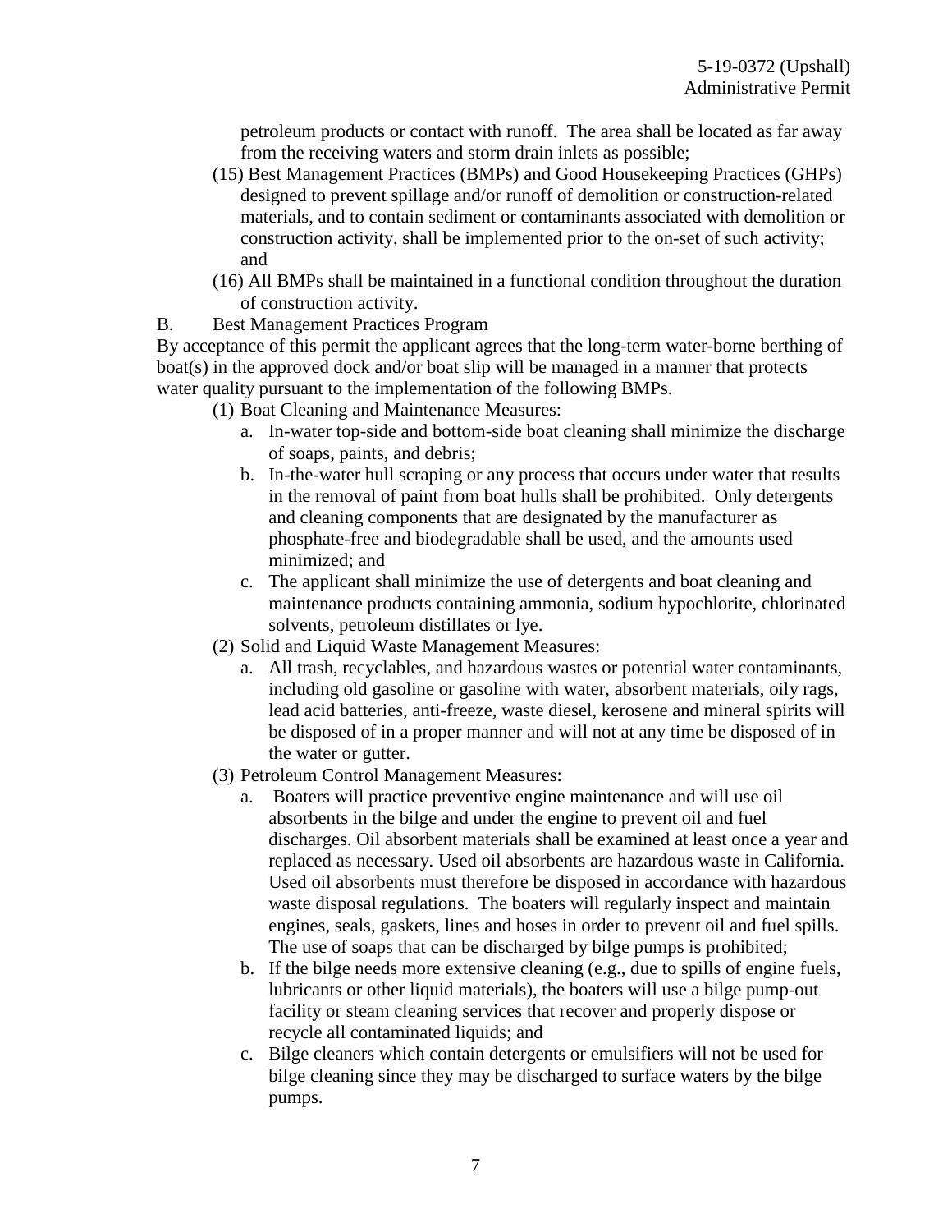petroleum products or contact with runoff. The area shall be located as far away from the receiving waters and storm drain inlets as possible;

(15) Best Management Practices (BMPs) and Good Housekeeping Practices (GHPs) designed to prevent spillage and/or runoff of demolition or construction-related materials, and to contain sediment or contaminants associated with demolition or construction activity, shall be implemented prior to the on-set of such activity; and

(16) All BMPs shall be maintained in a functional condition throughout the duration of construction activity.

B. Best Management Practices Program

By acceptance of this permit the applicant agrees that the long-term water-borne berthing of boat(s) in the approved dock and/or boat slip will be managed in a manner that protects water quality pursuant to the implementation of the following BMPs.

(1) Boat Cleaning and Maintenance Measures:

  a. In-water top-side and bottom-side boat cleaning shall minimize the discharge of soaps, paints, and debris;
  b. In-the-water hull scraping or any process that occurs under water that results in the removal of paint from boat hulls shall be prohibited. Only detergents and cleaning components that are designated by the manufacturer as phosphate-free and biodegradable shall be used, and the amounts used minimized; and
  c. The applicant shall minimize the use of detergents and boat cleaning and maintenance products containing ammonia, sodium hypochlorite, chlorinated solvents, petroleum distillates or lye.

(2) Solid and Liquid Waste Management Measures:

  a. All trash, recyclables, and hazardous wastes or potential water contaminants, including old gasoline or gasoline with water, absorbent materials, oily rags, lead acid batteries, anti-freeze, waste diesel, kerosene and mineral spirits will be disposed of in a proper manner and will not at any time be disposed of in the water or gutter.

(3) Petroleum Control Management Measures:

  a. Boaters will practice preventive engine maintenance and will use oil absorbents in the bilge and under the engine to prevent oil and fuel discharges. Oil absorbent materials shall be examined at least once a year and replaced as necessary. Used oil absorbents are hazardous waste in California. Used oil absorbents must therefore be disposed in accordance with hazardous waste disposal regulations. The boaters will regularly inspect and maintain engines, seals, gaskets, lines and hoses in order to prevent oil and fuel spills. The use of soaps that can be discharged by bilge pumps is prohibited;
  b. If the bilge needs more extensive cleaning (e.g., due to spills of engine fuels, lubricants or other liquid materials), the boaters will use a bilge pump-out facility or steam cleaning services that recover and properly dispose or recycle all contaminated liquids; and
  c. Bilge cleaners which contain detergents or emulsifiers will not be used for bilge cleaning since they may be discharged to surface waters by the bilge pumps.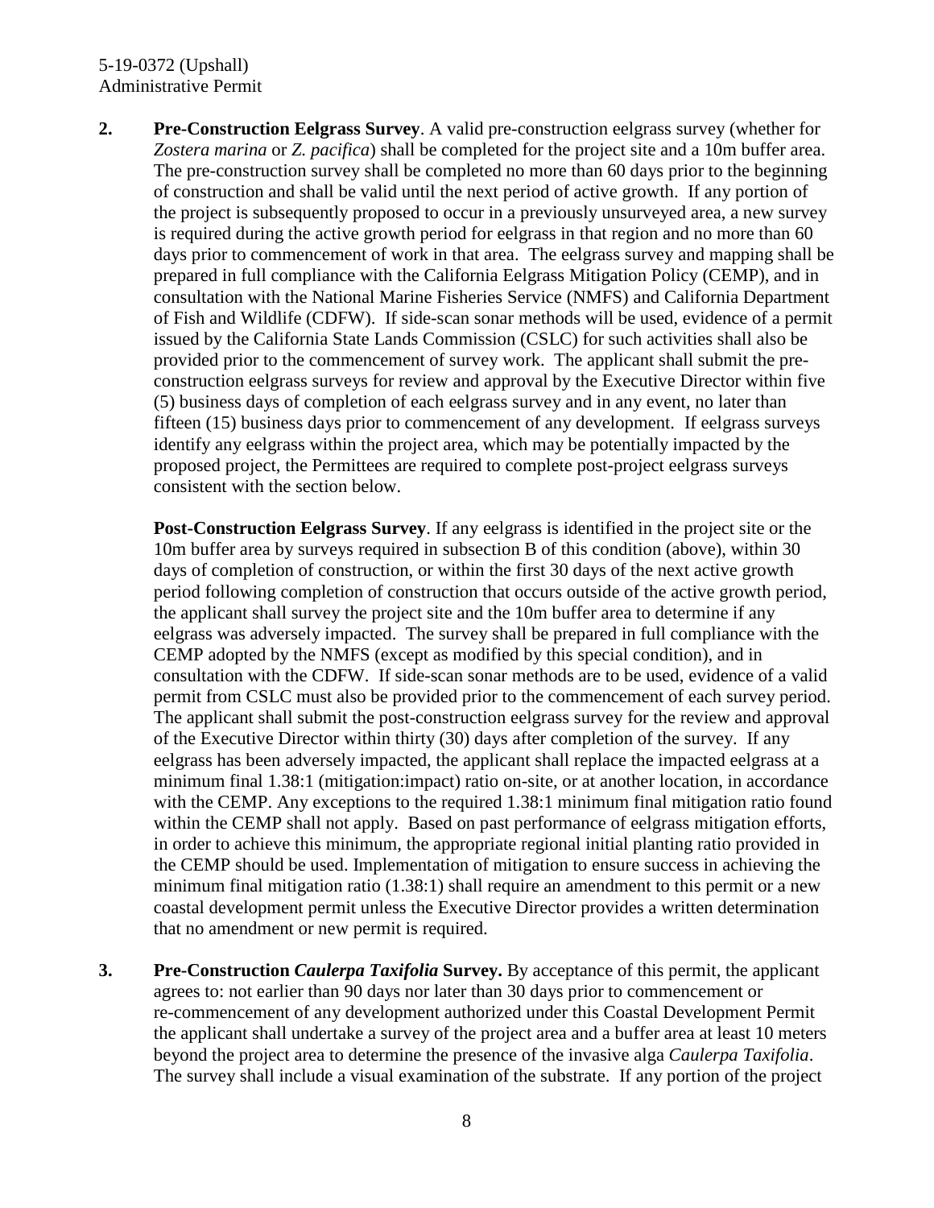2. **Pre-Construction Eelgrass Survey**. A valid pre-construction eelgrass survey (whether for *Zostera marina* or *Z. pacifica*) shall be completed for the project site and a 10m buffer area. The pre-construction survey shall be completed no more than 60 days prior to the beginning of construction and shall be valid until the next period of active growth. If any portion of the project is subsequently proposed to occur in a previously unsurveyed area, a new survey is required during the active growth period for eelgrass in that region and no more than 60 days prior to commencement of work in that area. The eelgrass survey and mapping shall be prepared in full compliance with the California Eelgrass Mitigation Policy (CEMP), and in consultation with the National Marine Fisheries Service (NMFS) and California Department of Fish and Wildlife (CDFW). If side-scan sonar methods will be used, evidence of a permit issued by the California State Lands Commission (CSLC) for such activities shall also be provided prior to the commencement of survey work. The applicant shall submit the pre-construction eelgrass surveys for review and approval by the Executive Director within five (5) business days of completion of each eelgrass survey and in any event, no later than fifteen (15) business days prior to commencement of any development. If eelgrass surveys identify any eelgrass within the project area, which may be potentially impacted by the proposed project, the Permittees are required to complete post-project eelgrass surveys consistent with the section below.

   **Post-Construction Eelgrass Survey**. If any eelgrass is identified in the project site or the 10m buffer area by surveys required in subsection B of this condition (above), within 30 days of completion of construction, or within the first 30 days of the next active growth period following completion of construction that occurs outside of the active growth period, the applicant shall survey the project site and the 10m buffer area to determine if any eelgrass was adversely impacted. The survey shall be prepared in full compliance with the CEMP adopted by the NMFS (except as modified by this special condition), and in consultation with the CDFW. If side-scan sonar methods are to be used, evidence of a valid permit from CSLC must also be provided prior to the commencement of each survey period. The applicant shall submit the post-construction eelgrass survey for the review and approval of the Executive Director within thirty (30) days after completion of the survey. If any eelgrass has been adversely impacted, the applicant shall replace the impacted eelgrass at a minimum final 1.38:1 (mitigation:impact) ratio on-site, or at another location, in accordance with the CEMP. Any exceptions to the required 1.38:1 minimum final mitigation ratio found within the CEMP shall not apply. Based on past performance of eelgrass mitigation efforts, in order to achieve this minimum, the appropriate regional initial planting ratio provided in the CEMP should be used. Implementation of mitigation to ensure success in achieving the minimum final mitigation ratio (1.38:1) shall require an amendment to this permit or a new coastal development permit unless the Executive Director provides a written determination that no amendment or new permit is required.

3. **Pre-Construction *Caulerpa Taxifolia* Survey.** By acceptance of this permit, the applicant agrees to: not earlier than 90 days nor later than 30 days prior to commencement or re-commencement of any development authorized under this Coastal Development Permit the applicant shall undertake a survey of the project area and a buffer area at least 10 meters beyond the project area to determine the presence of the invasive alga *Caulerpa Taxifolia*. The survey shall include a visual examination of the substrate. If any portion of the project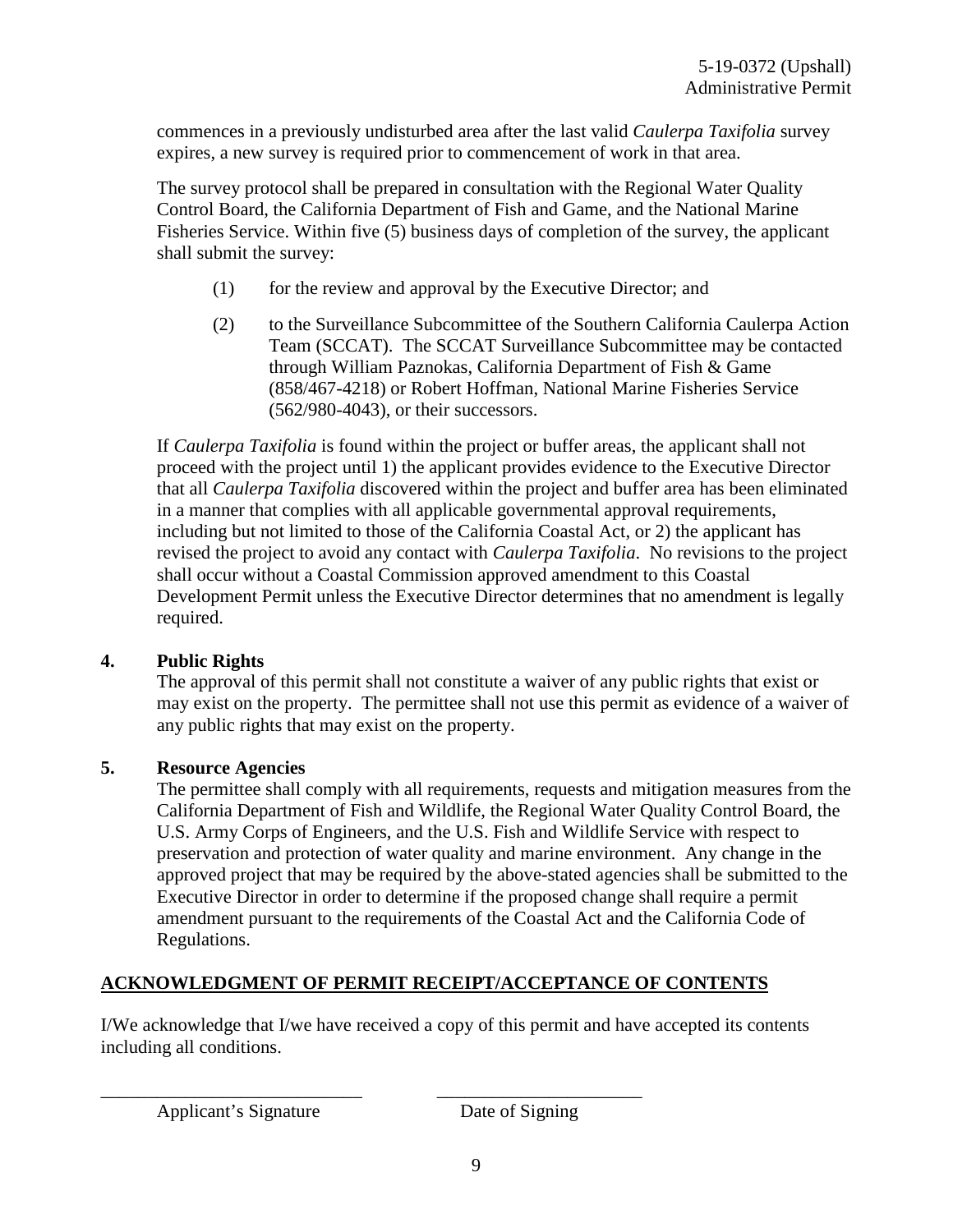commences in a previously undisturbed area after the last valid *Caulerpa Taxifolia* survey expires, a new survey is required prior to commencement of work in that area.

The survey protocol shall be prepared in consultation with the Regional Water Quality Control Board, the California Department of Fish and Game, and the National Marine Fisheries Service. Within five (5) business days of completion of the survey, the applicant shall submit the survey:

(1) for the review and approval by the Executive Director; and

(2) to the Surveillance Subcommittee of the Southern California Caulerpa Action Team (SCCAT). The SCCAT Surveillance Subcommittee may be contacted through William Paznokas, California Department of Fish & Game (858/467-4218) or Robert Hoffman, National Marine Fisheries Service (562/980-4043), or their successors.

If *Caulerpa Taxifolia* is found within the project or buffer areas, the applicant shall not proceed with the project until 1) the applicant provides evidence to the Executive Director that all *Caulerpa Taxifolia* discovered within the project and buffer area has been eliminated in a manner that complies with all applicable governmental approval requirements, including but not limited to those of the California Coastal Act, or 2) the applicant has revised the project to avoid any contact with *Caulerpa Taxifolia*. No revisions to the project shall occur without a Coastal Commission approved amendment to this Coastal Development Permit unless the Executive Director determines that no amendment is legally required.

**4. Public Rights**

The approval of this permit shall not constitute a waiver of any public rights that exist or may exist on the property. The permittee shall not use this permit as evidence of a waiver of any public rights that may exist on the property.

**5. Resource Agencies**

The permittee shall comply with all requirements, requests and mitigation measures from the California Department of Fish and Wildlife, the Regional Water Quality Control Board, the U.S. Army Corps of Engineers, and the U.S. Fish and Wildlife Service with respect to preservation and protection of water quality and marine environment. Any change in the approved project that may be required by the above-stated agencies shall be submitted to the Executive Director in order to determine if the proposed change shall require a permit amendment pursuant to the requirements of the Coastal Act and the California Code of Regulations.

**ACKNOWLEDGMENT OF PERMIT RECEIPT/ACCEPTANCE OF CONTENTS**

I/We acknowledge that I/we have received a copy of this permit and have accepted its contents including all conditions.

_____________________________ _____________________

Applicant's Signature Date of Signing